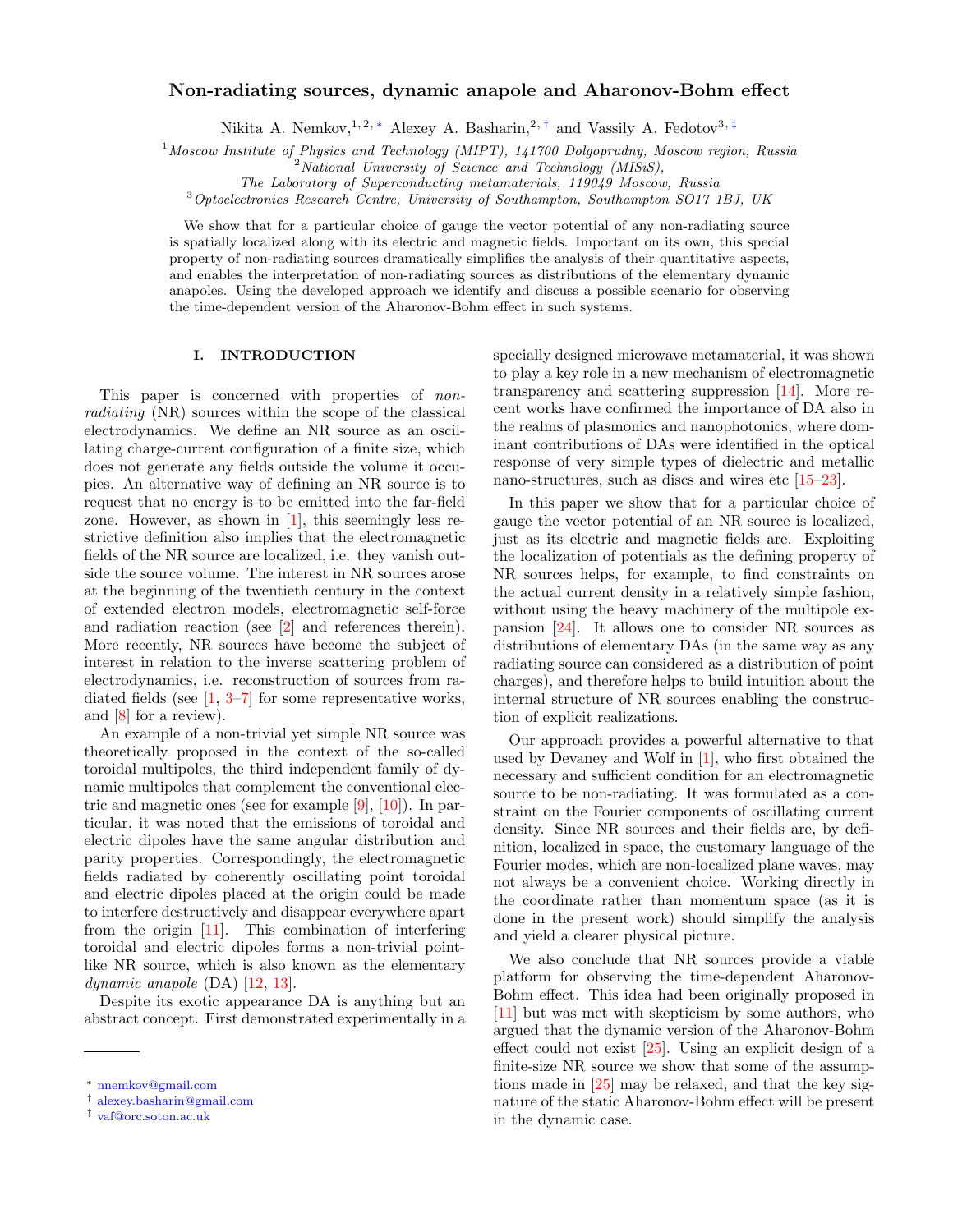# Non-radiating sources, dynamic anapole and Aharonov-Bohm effect

Nikita A. Nemkov,[1,2,*] Alexey A. Basharin,[2,†] and Vassily A. Fedotov[3,‡]

[1] *Moscow Institute of Physics and Technology (MIPT), 141700 Dolgoprudny, Moscow region, Russia*
[2] *National University of Science and Technology (MISiS), The Laboratory of Superconducting metamaterials, 119049 Moscow, Russia*
[3] *Optoelectronics Research Centre, University of Southampton, Southampton SO17 1BJ, UK*

We show that for a particular choice of gauge the vector potential of any non-radiating source is spatially localized along with its electric and magnetic fields. Important on its own, this special property of non-radiating sources dramatically simplifies the analysis of their quantitative aspects, and enables the interpretation of non-radiating sources as distributions of the elementary dynamic anapoles. Using the developed approach we identify and discuss a possible scenario for observing the time-dependent version of the Aharonov-Bohm effect in such systems.

## I. INTRODUCTION

This paper is concerned with properties of *non-radiating* (NR) sources within the scope of the classical electrodynamics. We define an NR source as an oscillating charge-current configuration of a finite size, which does not generate any fields outside the volume it occupies. An alternative way of defining an NR source is to request that no energy is to be emitted into the far-field zone. However, as shown in [1], this seemingly less restrictive definition also implies that the electromagnetic fields of the NR source are localized, i.e. they vanish outside the source volume. The interest in NR sources arose at the beginning of the twentieth century in the context of extended electron models, electromagnetic self-force and radiation reaction (see [2] and references therein). More recently, NR sources have become the subject of interest in relation to the inverse scattering problem of electrodynamics, i.e. reconstruction of sources from radiated fields (see [1, 3–7] for some representative works, and [8] for a review).

An example of a non-trivial yet simple NR source was theoretically proposed in the context of the so-called toroidal multipoles, the third independent family of dynamic multipoles that complement the conventional electric and magnetic ones (see for example [9], [10]). In particular, it was noted that the emissions of toroidal and electric dipoles have the same angular distribution and parity properties. Correspondingly, the electromagnetic fields radiated by coherently oscillating point toroidal and electric dipoles placed at the origin could be made to interfere destructively and disappear everywhere apart from the origin [11]. This combination of interfering toroidal and electric dipoles forms a non-trivial point-like NR source, which is also known as the elementary *dynamic anapole* (DA) [12, 13].

Despite its exotic appearance DA is anything but an abstract concept. First demonstrated experimentally in a specially designed microwave metamaterial, it was shown to play a key role in a new mechanism of electromagnetic transparency and scattering suppression [14]. More recent works have confirmed the importance of DA also in the realms of plasmonics and nanophotonics, where dominant contributions of DAs were identified in the optical response of very simple types of dielectric and metallic nano-structures, such as discs and wires etc [15–23].

In this paper we show that for a particular choice of gauge the vector potential of an NR source is localized, just as its electric and magnetic fields are. Exploiting the localization of potentials as the defining property of NR sources helps, for example, to find constraints on the actual current density in a relatively simple fashion, without using the heavy machinery of the multipole expansion [24]. It allows one to consider NR sources as distributions of elementary DAs (in the same way as any radiating source can considered as a distribution of point charges), and therefore helps to build intuition about the internal structure of NR sources enabling the construction of explicit realizations.

Our approach provides a powerful alternative to that used by Devaney and Wolf in [1], who first obtained the necessary and sufficient condition for an electromagnetic source to be non-radiating. It was formulated as a constraint on the Fourier components of oscillating current density. Since NR sources and their fields are, by definition, localized in space, the customary language of the Fourier modes, which are non-localized plane waves, may not always be a convenient choice. Working directly in the coordinate rather than momentum space (as it is done in the present work) should simplify the analysis and yield a clearer physical picture.

We also conclude that NR sources provide a viable platform for observing the time-dependent Aharonov-Bohm effect. This idea had been originally proposed in [11] but was met with skepticism by some authors, who argued that the dynamic version of the Aharonov-Bohm effect could not exist [25]. Using an explicit design of a finite-size NR source we show that some of the assumptions made in [25] may be relaxed, and that the key signature of the static Aharonov-Bohm effect will be present in the dynamic case.

---

* nnemkov@gmail.com
† alexey.basharin@gmail.com
‡ vaf@orc.soton.ac.uk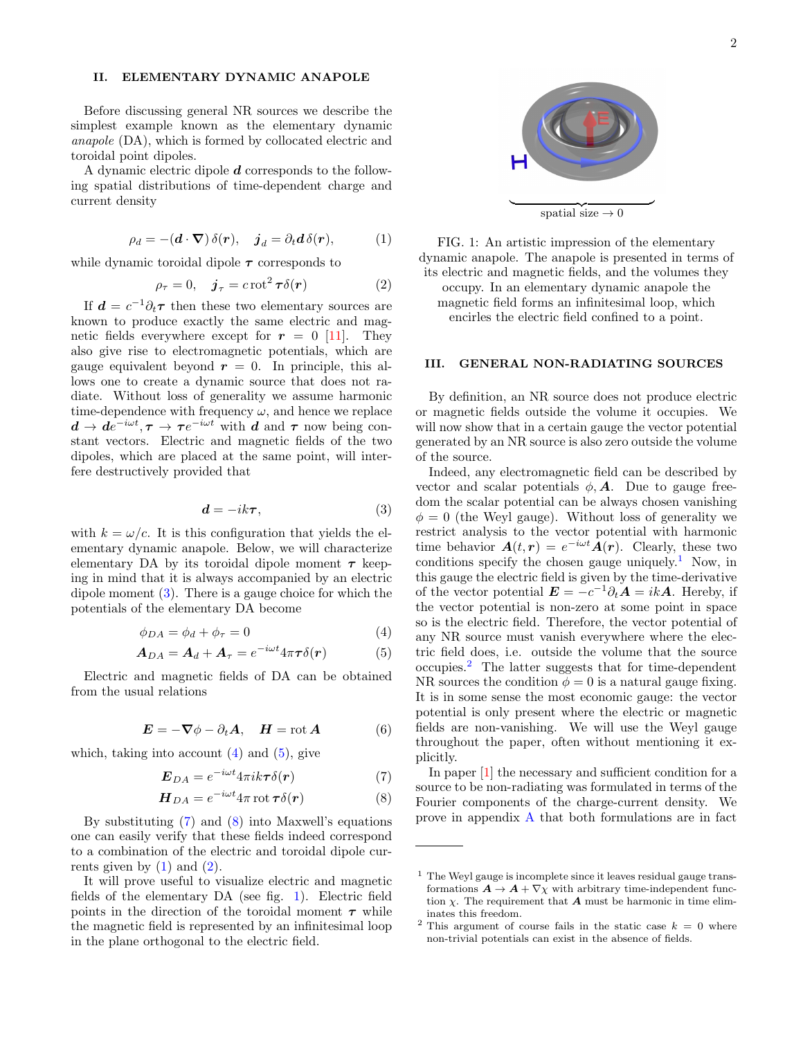## II. ELEMENTARY DYNAMIC ANAPOLE

Before discussing general NR sources we describe the simplest example known as the elementary dynamic *anapole* (DA), which is formed by collocated electric and toroidal point dipoles.

A dynamic electric dipole $\boldsymbol{d}$ corresponds to the following spatial distributions of time-dependent charge and current density

$$\rho_d = -(\boldsymbol{d}\cdot\boldsymbol{\nabla})\,\delta(\boldsymbol{r}), \quad \boldsymbol{j}_d = \partial_t \boldsymbol{d}\,\delta(\boldsymbol{r}), \tag{1}$$

while dynamic toroidal dipole $\boldsymbol{\tau}$ corresponds to

$$\rho_\tau = 0, \quad \boldsymbol{j}_\tau = c\,\mathrm{rot}^2\,\boldsymbol{\tau}\delta(\boldsymbol{r}) \tag{2}$$

If $\boldsymbol{d} = c^{-1}\partial_t\boldsymbol{\tau}$ then these two elementary sources are known to produce exactly the same electric and magnetic fields everywhere except for $\boldsymbol{r} = 0$ [11]. They also give rise to electromagnetic potentials, which are gauge equivalent beyond $\boldsymbol{r} = 0$. In principle, this allows one to create a dynamic source that does not radiate. Without loss of generality we assume harmonic time-dependence with frequency $\omega$, and hence we replace $\boldsymbol{d} \to \boldsymbol{d}e^{-i\omega t}, \boldsymbol{\tau} \to \boldsymbol{\tau}e^{-i\omega t}$ with $\boldsymbol{d}$ and $\boldsymbol{\tau}$ now being constant vectors. Electric and magnetic fields of the two dipoles, which are placed at the same point, will interfere destructively provided that

$$\boldsymbol{d} = -ik\boldsymbol{\tau}, \tag{3}$$

with $k = \omega/c$. It is this configuration that yields the elementary dynamic anapole. Below, we will characterize elementary DA by its toroidal dipole moment $\boldsymbol{\tau}$ keeping in mind that it is always accompanied by an electric dipole moment (3). There is a gauge choice for which the potentials of the elementary DA become

$$\phi_{DA} = \phi_d + \phi_\tau = 0 \tag{4}$$

$$\boldsymbol{A}_{DA} = \boldsymbol{A}_d + \boldsymbol{A}_\tau = e^{-i\omega t}4\pi\boldsymbol{\tau}\delta(\boldsymbol{r}) \tag{5}$$

Electric and magnetic fields of DA can be obtained from the usual relations

$$\boldsymbol{E} = -\boldsymbol{\nabla}\phi - \partial_t\boldsymbol{A}, \quad \boldsymbol{H} = \mathrm{rot}\,\boldsymbol{A} \tag{6}$$

which, taking into account (4) and (5), give

$$\boldsymbol{E}_{DA} = e^{-i\omega t}4\pi ik\boldsymbol{\tau}\delta(\boldsymbol{r}) \tag{7}$$

$$\boldsymbol{H}_{DA} = e^{-i\omega t}4\pi\,\mathrm{rot}\,\boldsymbol{\tau}\delta(\boldsymbol{r}) \tag{8}$$

By substituting (7) and (8) into Maxwell's equations one can easily verify that these fields indeed correspond to a combination of the electric and toroidal dipole currents given by (1) and (2).

It will prove useful to visualize electric and magnetic fields of the elementary DA (see fig. 1). Electric field points in the direction of the toroidal moment $\boldsymbol{\tau}$ while the magnetic field is represented by an infinitesimal loop in the plane orthogonal to the electric field.

E

H

spatial size → 0

FIG. 1: An artistic impression of the elementary dynamic anapole. The anapole is presented in terms of its electric and magnetic fields, and the volumes they occupy. In an elementary dynamic anapole the magnetic field forms an infinitesimal loop, which encirles the electric field confined to a point.

## III. GENERAL NON-RADIATING SOURCES

By definition, an NR source does not produce electric or magnetic fields outside the volume it occupies. We will now show that in a certain gauge the vector potential generated by an NR source is also zero outside the volume of the source.

Indeed, any electromagnetic field can be described by vector and scalar potentials $\phi, \boldsymbol{A}$. Due to gauge freedom the scalar potential can be always chosen vanishing $\phi = 0$ (the Weyl gauge). Without loss of generality we restrict analysis to the vector potential with harmonic time behavior $\boldsymbol{A}(t,\boldsymbol{r}) = e^{-i\omega t}\boldsymbol{A}(\boldsymbol{r})$. Clearly, these two conditions specify the chosen gauge uniquely.[1] Now, in this gauge the electric field is given by the time-derivative of the vector potential $\boldsymbol{E} = -c^{-1}\partial_t\boldsymbol{A} = ik\boldsymbol{A}$. Hereby, if the vector potential is non-zero at some point in space so is the electric field. Therefore, the vector potential of any NR source must vanish everywhere where the electric field does, i.e. outside the volume that the source occupies.[2] The latter suggests that for time-dependent NR sources the condition $\phi = 0$ is a natural gauge fixing. It is in some sense the most economic gauge: the vector potential is only present where the electric or magnetic fields are non-vanishing. We will use the Weyl gauge throughout the paper, often without mentioning it explicitly.

In paper [1] the necessary and sufficient condition for a source to be non-radiating was formulated in terms of the Fourier components of the charge-current density. We prove in appendix A that both formulations are in fact

---

[1] The Weyl gauge is incomplete since it leaves residual gauge transformations $\boldsymbol{A} \to \boldsymbol{A} + \nabla\chi$ with arbitrary time-independent function $\chi$. The requirement that $\boldsymbol{A}$ must be harmonic in time eliminates this freedom.

[2] This argument of course fails in the static case $k = 0$ where non-trivial potentials can exist in the absence of fields.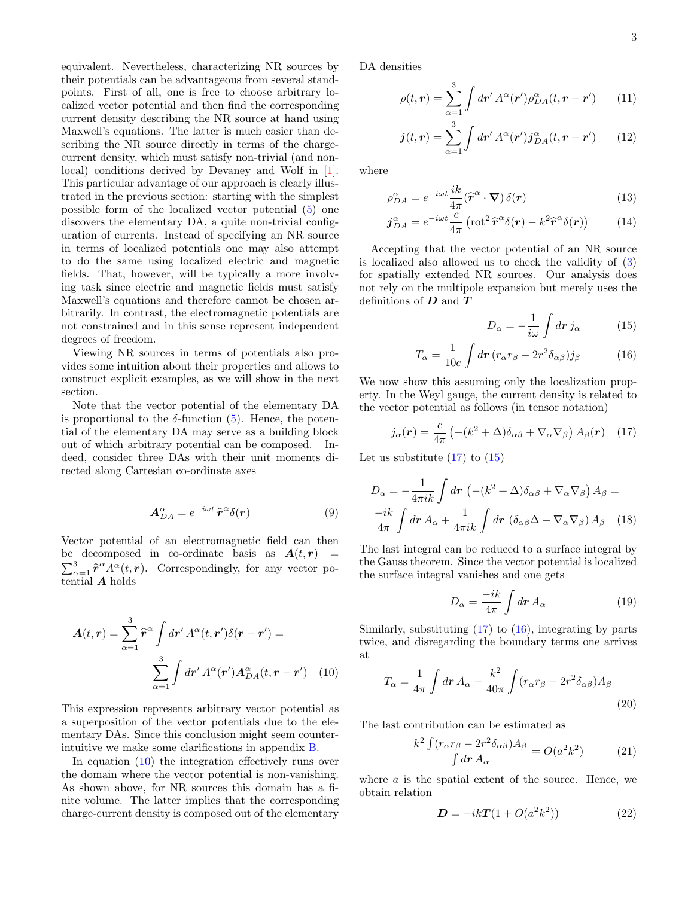equivalent. Nevertheless, characterizing NR sources by their potentials can be advantageous from several standpoints. First of all, one is free to choose arbitrary localized vector potential and then find the corresponding current density describing the NR source at hand using Maxwell's equations. The latter is much easier than describing the NR source directly in terms of the charge-current density, which must satisfy non-trivial (and non-local) conditions derived by Devaney and Wolf in [1]. This particular advantage of our approach is clearly illustrated in the previous section: starting with the simplest possible form of the localized vector potential (5) one discovers the elementary DA, a quite non-trivial configuration of currents. Instead of specifying an NR source in terms of localized potentials one may also attempt to do the same using localized electric and magnetic fields. That, however, will be typically a more involving task since electric and magnetic fields must satisfy Maxwell's equations and therefore cannot be chosen arbitrarily. In contrast, the electromagnetic potentials are not constrained and in this sense represent independent degrees of freedom.

Viewing NR sources in terms of potentials also provides some intuition about their properties and allows to construct explicit examples, as we will show in the next section.

Note that the vector potential of the elementary DA is proportional to the $\delta$-function (5). Hence, the potential of the elementary DA may serve as a building block out of which arbitrary potential can be composed. Indeed, consider three DAs with their unit moments directed along Cartesian co-ordinate axes

$$\boldsymbol{A}^{\alpha}_{DA} = e^{-i\omega t}\,\widehat{\boldsymbol{r}}^{\alpha}\delta(\boldsymbol{r}) \tag{9}$$

Vector potential of an electromagnetic field can then be decomposed in co-ordinate basis as $\boldsymbol{A}(t,\boldsymbol{r}) = \sum_{\alpha=1}^{3}\widehat{\boldsymbol{r}}^{\alpha}A^{\alpha}(t,\boldsymbol{r})$. Correspondingly, for any vector potential $\boldsymbol{A}$ holds

$$\boldsymbol{A}(t,\boldsymbol{r}) = \sum_{\alpha=1}^{3}\widehat{\boldsymbol{r}}^{\alpha}\int d\boldsymbol{r}'\,A^{\alpha}(t,\boldsymbol{r}')\delta(\boldsymbol{r}-\boldsymbol{r}') = \sum_{\alpha=1}^{3}\int d\boldsymbol{r}'\,A^{\alpha}(\boldsymbol{r}')\boldsymbol{A}^{\alpha}_{DA}(t,\boldsymbol{r}-\boldsymbol{r}') \tag{10}$$

This expression represents arbitrary vector potential as a superposition of the vector potentials due to the elementary DAs. Since this conclusion might seem counter-intuitive we make some clarifications in appendix B.

In equation (10) the integration effectively runs over the domain where the vector potential is non-vanishing. As shown above, for NR sources this domain has a finite volume. The latter implies that the corresponding charge-current density is composed out of the elementary DA densities

$$\rho(t,\boldsymbol{r}) = \sum_{\alpha=1}^{3}\int d\boldsymbol{r}'\,A^{\alpha}(\boldsymbol{r}')\rho^{\alpha}_{DA}(t,\boldsymbol{r}-\boldsymbol{r}') \tag{11}$$

$$\boldsymbol{j}(t,\boldsymbol{r}) = \sum_{\alpha=1}^{3}\int d\boldsymbol{r}'\,A^{\alpha}(\boldsymbol{r}')\boldsymbol{j}^{\alpha}_{DA}(t,\boldsymbol{r}-\boldsymbol{r}') \tag{12}$$

where

$$\rho^{\alpha}_{DA} = e^{-i\omega t}\,\frac{ik}{4\pi}(\widehat{\boldsymbol{r}}^{\alpha}\cdot\boldsymbol{\nabla})\,\delta(\boldsymbol{r}) \tag{13}$$

$$\boldsymbol{j}^{\alpha}_{DA} = e^{-i\omega t}\,\frac{c}{4\pi}\left(\mathrm{rot}^2\,\widehat{\boldsymbol{r}}^{\alpha}\delta(\boldsymbol{r}) - k^2\widehat{\boldsymbol{r}}^{\alpha}\delta(\boldsymbol{r})\right) \tag{14}$$

Accepting that the vector potential of an NR source is localized also allowed us to check the validity of (3) for spatially extended NR sources. Our analysis does not rely on the multipole expansion but merely uses the definitions of $\boldsymbol{D}$ and $\boldsymbol{T}$

$$D_{\alpha} = -\frac{1}{i\omega}\int d\boldsymbol{r}\,j_{\alpha} \tag{15}$$

$$T_{\alpha} = \frac{1}{10c}\int d\boldsymbol{r}\,(r_{\alpha}r_{\beta} - 2r^2\delta_{\alpha\beta})j_{\beta} \tag{16}$$

We now show this assuming only the localization property. In the Weyl gauge, the current density is related to the vector potential as follows (in tensor notation)

$$j_{\alpha}(\boldsymbol{r}) = \frac{c}{4\pi}\left(-(k^2+\Delta)\delta_{\alpha\beta} + \nabla_{\alpha}\nabla_{\beta}\right)A_{\beta}(\boldsymbol{r}) \tag{17}$$

Let us substitute (17) to (15)

$$D_{\alpha} = -\frac{1}{4\pi ik}\int d\boldsymbol{r}\,\left(-(k^2+\Delta)\delta_{\alpha\beta} + \nabla_{\alpha}\nabla_{\beta}\right)A_{\beta} = \frac{-ik}{4\pi}\int d\boldsymbol{r}\,A_{\alpha} + \frac{1}{4\pi ik}\int d\boldsymbol{r}\,\left(\delta_{\alpha\beta}\Delta - \nabla_{\alpha}\nabla_{\beta}\right)A_{\beta} \tag{18}$$

The last integral can be reduced to a surface integral by the Gauss theorem. Since the vector potential is localized the surface integral vanishes and one gets

$$D_{\alpha} = \frac{-ik}{4\pi}\int d\boldsymbol{r}\,A_{\alpha} \tag{19}$$

Similarly, substituting (17) to (16), integrating by parts twice, and disregarding the boundary terms one arrives at

$$T_{\alpha} = \frac{1}{4\pi}\int d\boldsymbol{r}\,A_{\alpha} - \frac{k^2}{40\pi}\int (r_{\alpha}r_{\beta} - 2r^2\delta_{\alpha\beta})A_{\beta} \tag{20}$$

The last contribution can be estimated as

$$\frac{k^2\int(r_{\alpha}r_{\beta} - 2r^2\delta_{\alpha\beta})A_{\beta}}{\int d\boldsymbol{r}\,A_{\alpha}} = O(a^2k^2) \tag{21}$$

where $a$ is the spatial extent of the source. Hence, we obtain relation

$$\boldsymbol{D} = -ik\boldsymbol{T}(1 + O(a^2k^2)) \tag{22}$$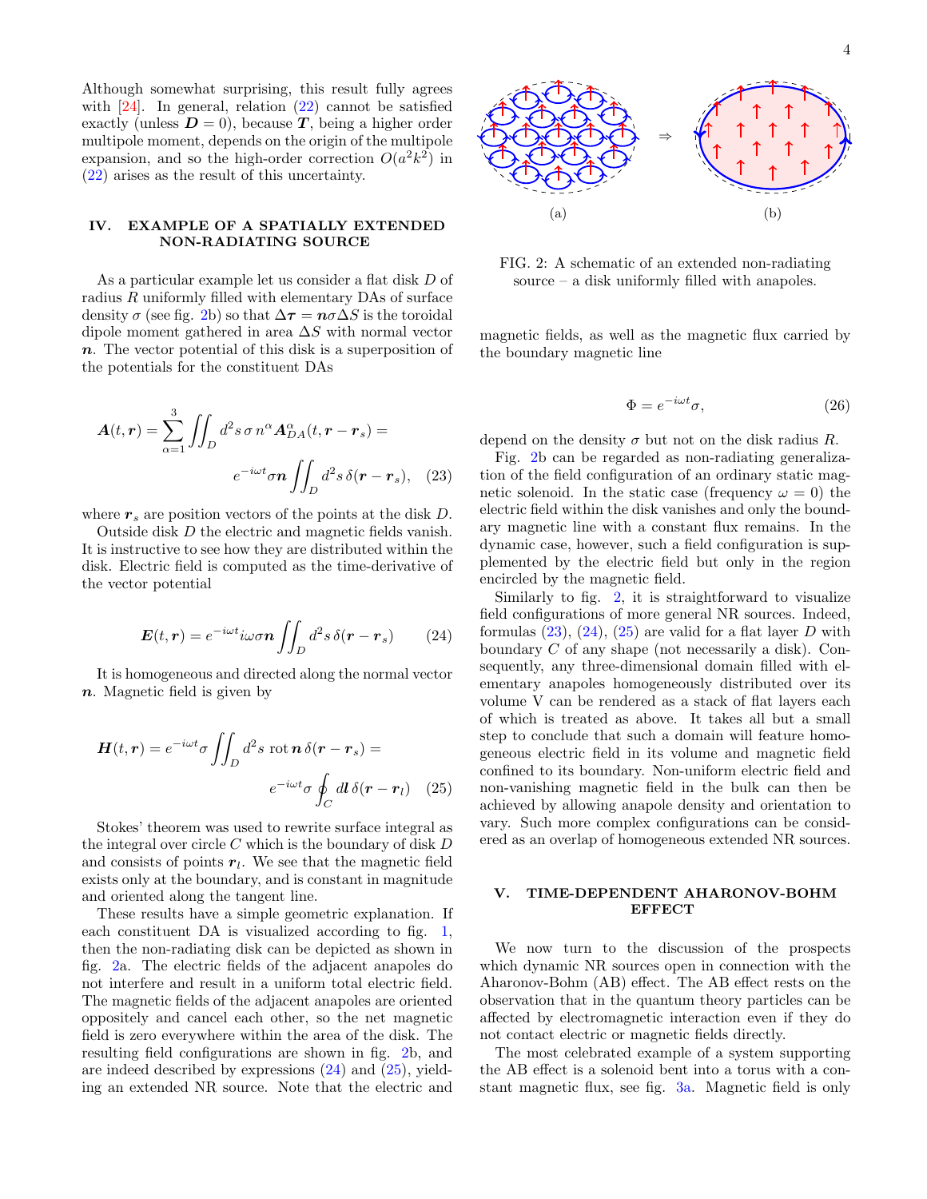Although somewhat surprising, this result fully agrees with [24]. In general, relation (22) cannot be satisfied exactly (unless $\boldsymbol{D} = 0$), because $\boldsymbol{T}$, being a higher order multipole moment, depends on the origin of the multipole expansion, and so the high-order correction $O(a^2k^2)$ in (22) arises as the result of this uncertainty.

## IV. EXAMPLE OF A SPATIALLY EXTENDED NON-RADIATING SOURCE

As a particular example let us consider a flat disk $D$ of radius $R$ uniformly filled with elementary DAs of surface density $\sigma$ (see fig. 2b) so that $\Delta\boldsymbol{\tau} = \boldsymbol{n}\sigma\Delta S$ is the toroidal dipole moment gathered in area $\Delta S$ with normal vector $\boldsymbol{n}$. The vector potential of this disk is a superposition of the potentials for the constituent DAs

$$\boldsymbol{A}(t,\boldsymbol{r}) = \sum_{\alpha=1}^{3} \iint_D d^2s\, \sigma\, n^\alpha \boldsymbol{A}_{DA}^\alpha(t, \boldsymbol{r}-\boldsymbol{r}_s) = e^{-i\omega t}\sigma\boldsymbol{n} \iint_D d^2s\, \delta(\boldsymbol{r}-\boldsymbol{r}_s), \quad (23)$$

where $\boldsymbol{r}_s$ are position vectors of the points at the disk $D$.

Outside disk $D$ the electric and magnetic fields vanish. It is instructive to see how they are distributed within the disk. Electric field is computed as the time-derivative of the vector potential

$$\boldsymbol{E}(t,\boldsymbol{r}) = e^{-i\omega t} i\omega\sigma\boldsymbol{n} \iint_D d^2s\, \delta(\boldsymbol{r}-\boldsymbol{r}_s) \quad (24)$$

It is homogeneous and directed along the normal vector $\boldsymbol{n}$. Magnetic field is given by

$$\boldsymbol{H}(t,\boldsymbol{r}) = e^{-i\omega t}\sigma \iint_D d^2s\, \mathrm{rot}\, \boldsymbol{n}\, \delta(\boldsymbol{r}-\boldsymbol{r}_s) = e^{-i\omega t}\sigma \oint_C d\boldsymbol{l}\, \delta(\boldsymbol{r}-\boldsymbol{r}_l) \quad (25)$$

Stokes' theorem was used to rewrite surface integral as the integral over circle $C$ which is the boundary of disk $D$ and consists of points $\boldsymbol{r}_l$. We see that the magnetic field exists only at the boundary, and is constant in magnitude and oriented along the tangent line.

These results have a simple geometric explanation. If each constituent DA is visualized according to fig. 1, then the non-radiating disk can be depicted as shown in fig. 2a. The electric fields of the adjacent anapoles do not interfere and result in a uniform total electric field. The magnetic fields of the adjacent anapoles are oriented oppositely and cancel each other, so the net magnetic field is zero everywhere within the area of the disk. The resulting field configurations are shown in fig. 2b, and are indeed described by expressions (24) and (25), yielding an extended NR source. Note that the electric and magnetic fields, as well as the magnetic flux carried by the boundary magnetic line

$$\Phi = e^{-i\omega t}\sigma, \quad (26)$$

depend on the density $\sigma$ but not on the disk radius $R$.

(a) ⇒ (b)

FIG. 2: A schematic of an extended non-radiating source – a disk uniformly filled with anapoles.

Fig. 2b can be regarded as non-radiating generalization of the field configuration of an ordinary static magnetic solenoid. In the static case (frequency $\omega = 0$) the electric field within the disk vanishes and only the boundary magnetic line with a constant flux remains. In the dynamic case, however, such a field configuration is supplemented by the electric field but only in the region encircled by the magnetic field.

Similarly to fig. 2, it is straightforward to visualize field configurations of more general NR sources. Indeed, formulas (23), (24), (25) are valid for a flat layer $D$ with boundary $C$ of any shape (not necessarily a disk). Consequently, any three-dimensional domain filled with elementary anapoles homogeneously distributed over its volume V can be rendered as a stack of flat layers each of which is treated as above. It takes all but a small step to conclude that such a domain will feature homogeneous electric field in its volume and magnetic field confined to its boundary. Non-uniform electric field and non-vanishing magnetic field in the bulk can then be achieved by allowing anapole density and orientation to vary. Such more complex configurations can be considered as an overlap of homogeneous extended NR sources.

## V. TIME-DEPENDENT AHARONOV-BOHM EFFECT

We now turn to the discussion of the prospects which dynamic NR sources open in connection with the Aharonov-Bohm (AB) effect. The AB effect rests on the observation that in the quantum theory particles can be affected by electromagnetic interaction even if they do not contact electric or magnetic fields directly.

The most celebrated example of a system supporting the AB effect is a solenoid bent into a torus with a constant magnetic flux, see fig. 3a. Magnetic field is only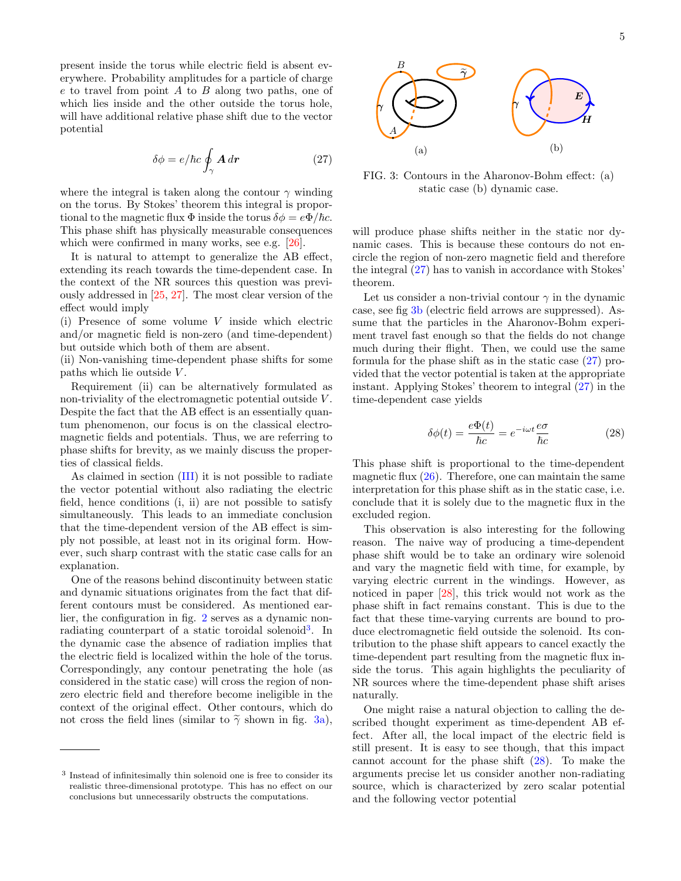present inside the torus while electric field is absent everywhere. Probability amplitudes for a particle of charge $e$ to travel from point $A$ to $B$ along two paths, one of which lies inside and the other outside the torus hole, will have additional relative phase shift due to the vector potential

$$\delta\phi = e/\hbar c \oint_\gamma \boldsymbol{A}\, d\boldsymbol{r} \tag{27}$$

where the integral is taken along the contour $\gamma$ winding on the torus. By Stokes' theorem this integral is proportional to the magnetic flux $\Phi$ inside the torus $\delta\phi = e\Phi/\hbar c$. This phase shift has physically measurable consequences which were confirmed in many works, see e.g. [26].

It is natural to attempt to generalize the AB effect, extending its reach towards the time-dependent case. In the context of the NR sources this question was previously addressed in [25, 27]. The most clear version of the effect would imply

(i) Presence of some volume $V$ inside which electric and/or magnetic field is non-zero (and time-dependent) but outside which both of them are absent.

(ii) Non-vanishing time-dependent phase shifts for some paths which lie outside $V$.

Requirement (ii) can be alternatively formulated as non-triviality of the electromagnetic potential outside $V$. Despite the fact that the AB effect is an essentially quantum phenomenon, our focus is on the classical electromagnetic fields and potentials. Thus, we are referring to phase shifts for brevity, as we mainly discuss the properties of classical fields.

As claimed in section (III) it is not possible to radiate the vector potential without also radiating the electric field, hence conditions (i, ii) are not possible to satisfy simultaneously. This leads to an immediate conclusion that the time-dependent version of the AB effect is simply not possible, at least not in its original form. However, such sharp contrast with the static case calls for an explanation.

One of the reasons behind discontinuity between static and dynamic situations originates from the fact that different contours must be considered. As mentioned earlier, the configuration in fig. 2 serves as a dynamic non-radiating counterpart of a static toroidal solenoid[3]. In the dynamic case the absence of radiation implies that the electric field is localized within the hole of the torus. Correspondingly, any contour penetrating the hole (as considered in the static case) will cross the region of non-zero electric field and therefore become ineligible in the context of the original effect. Other contours, which do not cross the field lines (similar to $\widetilde{\gamma}$ shown in fig. 3a),

[3] Instead of infinitesimally thin solenoid one is free to consider its realistic three-dimensional prototype. This has no effect on our conclusions but unnecessarily obstructs the computations.

B
$\widetilde{\gamma}$
$\gamma$
A
(a)
$\gamma$
E
H
(b)

FIG. 3: Contours in the Aharonov-Bohm effect: (a) static case (b) dynamic case.

will produce phase shifts neither in the static nor dynamic cases. This is because these contours do not encircle the region of non-zero magnetic field and therefore the integral (27) has to vanish in accordance with Stokes' theorem.

Let us consider a non-trivial contour $\gamma$ in the dynamic case, see fig 3b (electric field arrows are suppressed). Assume that the particles in the Aharonov-Bohm experiment travel fast enough so that the fields do not change much during their flight. Then, we could use the same formula for the phase shift as in the static case (27) provided that the vector potential is taken at the appropriate instant. Applying Stokes' theorem to integral (27) in the time-dependent case yields

$$\delta\phi(t) = \frac{e\Phi(t)}{\hbar c} = e^{-i\omega t}\frac{e\sigma}{\hbar c} \tag{28}$$

This phase shift is proportional to the time-dependent magnetic flux (26). Therefore, one can maintain the same interpretation for this phase shift as in the static case, i.e. conclude that it is solely due to the magnetic flux in the excluded region.

This observation is also interesting for the following reason. The naive way of producing a time-dependent phase shift would be to take an ordinary wire solenoid and vary the magnetic field with time, for example, by varying electric current in the windings. However, as noticed in paper [28], this trick would not work as the phase shift in fact remains constant. This is due to the fact that these time-varying currents are bound to produce electromagnetic field outside the solenoid. Its contribution to the phase shift appears to cancel exactly the time-dependent part resulting from the magnetic flux inside the torus. This again highlights the peculiarity of NR sources where the time-dependent phase shift arises naturally.

One might raise a natural objection to calling the described thought experiment as time-dependent AB effect. After all, the local impact of the electric field is still present. It is easy to see though, that this impact cannot account for the phase shift (28). To make the arguments precise let us consider another non-radiating source, which is characterized by zero scalar potential and the following vector potential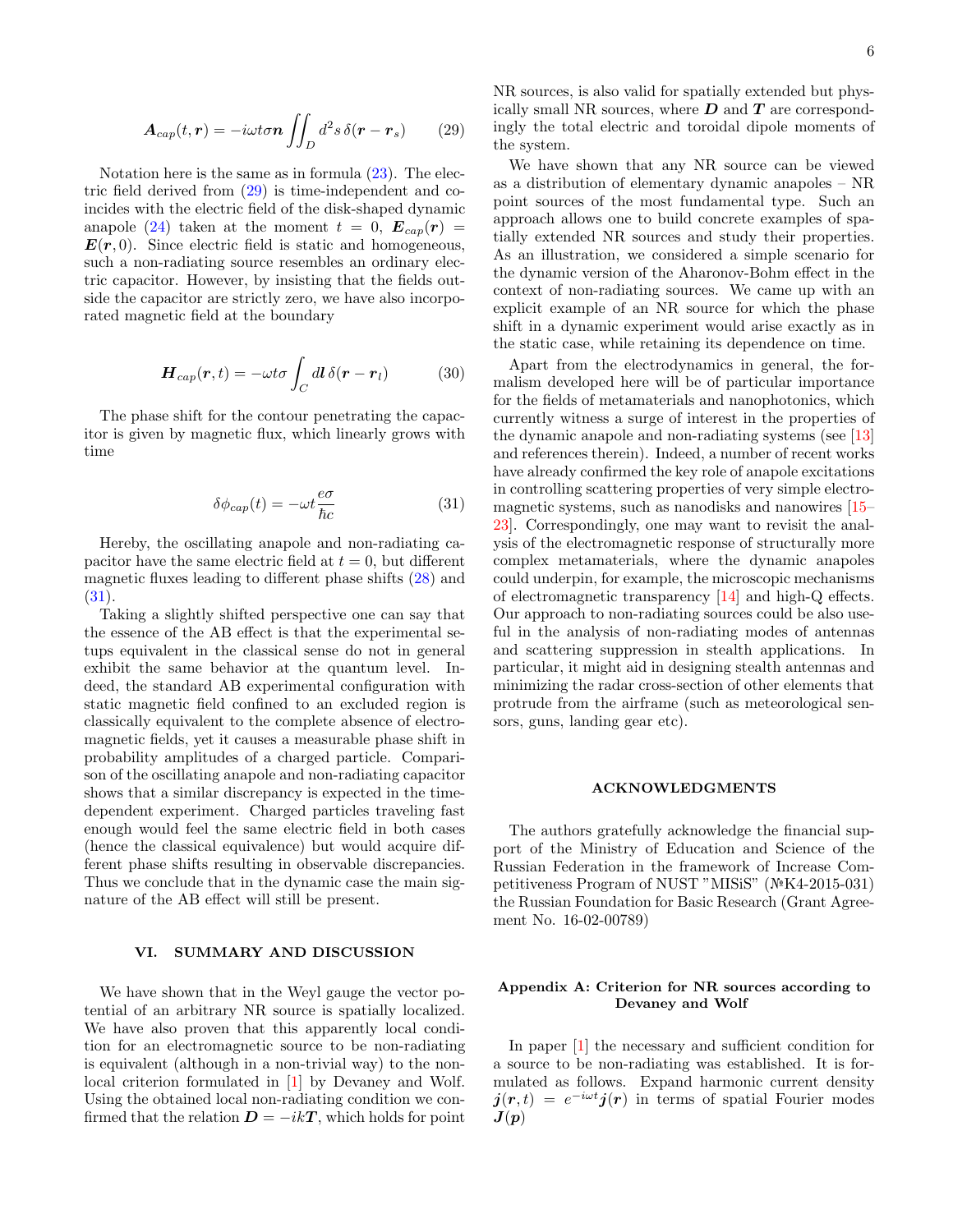$$\boldsymbol{A}_{cap}(t,\boldsymbol{r}) = -i\omega t\sigma \boldsymbol{n} \iint_D d^2s\, \delta(\boldsymbol{r}-\boldsymbol{r}_s) \tag{29}$$

Notation here is the same as in formula (23). The electric field derived from (29) is time-independent and coincides with the electric field of the disk-shaped dynamic anapole (24) taken at the moment $t = 0$, $\boldsymbol{E}_{cap}(\boldsymbol{r}) = \boldsymbol{E}(\boldsymbol{r}, 0)$. Since electric field is static and homogeneous, such a non-radiating source resembles an ordinary electric capacitor. However, by insisting that the fields outside the capacitor are strictly zero, we have also incorporated magnetic field at the boundary

$$\boldsymbol{H}_{cap}(\boldsymbol{r}, t) = -\omega t\sigma \int_C d\boldsymbol{l}\, \delta(\boldsymbol{r}-\boldsymbol{r}_l) \tag{30}$$

The phase shift for the contour penetrating the capacitor is given by magnetic flux, which linearly grows with time

$$\delta\phi_{cap}(t) = -\omega t \frac{e\sigma}{\hbar c} \tag{31}$$

Hereby, the oscillating anapole and non-radiating capacitor have the same electric field at $t = 0$, but different magnetic fluxes leading to different phase shifts (28) and (31).

Taking a slightly shifted perspective one can say that the essence of the AB effect is that the experimental setups equivalent in the classical sense do not in general exhibit the same behavior at the quantum level. Indeed, the standard AB experimental configuration with static magnetic field confined to an excluded region is classically equivalent to the complete absence of electromagnetic fields, yet it causes a measurable phase shift in probability amplitudes of a charged particle. Comparison of the oscillating anapole and non-radiating capacitor shows that a similar discrepancy is expected in the time-dependent experiment. Charged particles traveling fast enough would feel the same electric field in both cases (hence the classical equivalence) but would acquire different phase shifts resulting in observable discrepancies. Thus we conclude that in the dynamic case the main signature of the AB effect will still be present.

## VI. SUMMARY AND DISCUSSION

We have shown that in the Weyl gauge the vector potential of an arbitrary NR source is spatially localized. We have also proven that this apparently local condition for an electromagnetic source to be non-radiating is equivalent (although in a non-trivial way) to the non-local criterion formulated in [1] by Devaney and Wolf. Using the obtained local non-radiating condition we confirmed that the relation $\boldsymbol{D} = -ik\boldsymbol{T}$, which holds for point NR sources, is also valid for spatially extended but physically small NR sources, where $\boldsymbol{D}$ and $\boldsymbol{T}$ are correspondingly the total electric and toroidal dipole moments of the system.

We have shown that any NR source can be viewed as a distribution of elementary dynamic anapoles – NR point sources of the most fundamental type. Such an approach allows one to build concrete examples of spatially extended NR sources and study their properties. As an illustration, we considered a simple scenario for the dynamic version of the Aharonov-Bohm effect in the context of non-radiating sources. We came up with an explicit example of an NR source for which the phase shift in a dynamic experiment would arise exactly as in the static case, while retaining its dependence on time.

Apart from the electrodynamics in general, the formalism developed here will be of particular importance for the fields of metamaterials and nanophotonics, which currently witness a surge of interest in the properties of the dynamic anapole and non-radiating systems (see [13] and references therein). Indeed, a number of recent works have already confirmed the key role of anapole excitations in controlling scattering properties of very simple electromagnetic systems, such as nanodisks and nanowires [15–23]. Correspondingly, one may want to revisit the analysis of the electromagnetic response of structurally more complex metamaterials, where the dynamic anapoles could underpin, for example, the microscopic mechanisms of electromagnetic transparency [14] and high-Q effects. Our approach to non-radiating sources could be also useful in the analysis of non-radiating modes of antennas and scattering suppression in stealth applications. In particular, it might aid in designing stealth antennas and minimizing the radar cross-section of other elements that protrude from the airframe (such as meteorological sensors, guns, landing gear etc).

## ACKNOWLEDGMENTS

The authors gratefully acknowledge the financial support of the Ministry of Education and Science of the Russian Federation in the framework of Increase Competitiveness Program of NUST "MISiS" (№K4-2015-031) the Russian Foundation for Basic Research (Grant Agreement No. 16-02-00789)

### Appendix A: Criterion for NR sources according to Devaney and Wolf

In paper [1] the necessary and sufficient condition for a source to be non-radiating was established. It is formulated as follows. Expand harmonic current density $\boldsymbol{j}(\boldsymbol{r}, t) = e^{-i\omega t}\boldsymbol{j}(\boldsymbol{r})$ in terms of spatial Fourier modes $\boldsymbol{J}(\boldsymbol{p})$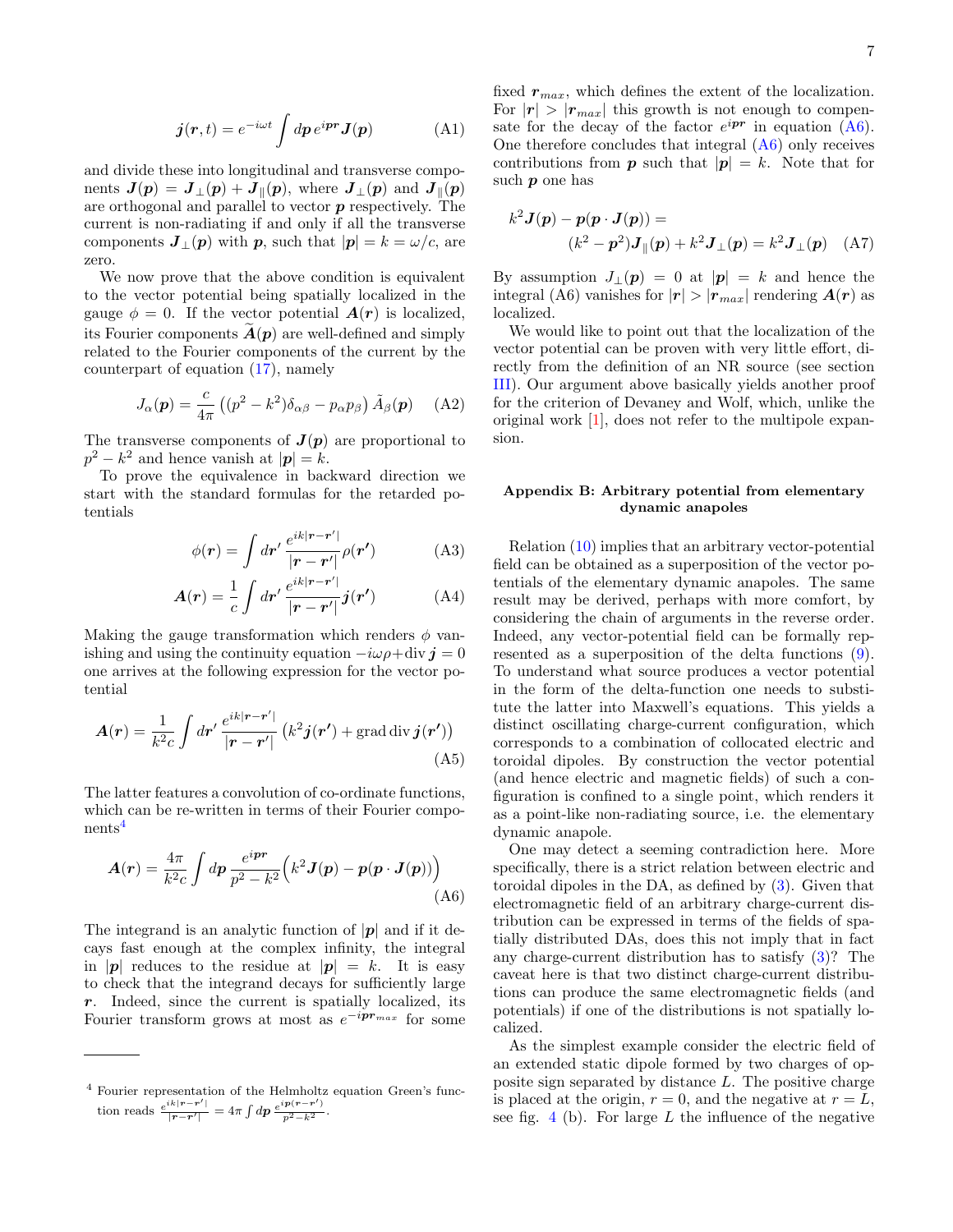$$\boldsymbol{j}(\boldsymbol{r},t) = e^{-i\omega t}\int d\boldsymbol{p}\, e^{i\boldsymbol{pr}}\boldsymbol{J}(\boldsymbol{p}) \tag{A1}$$

and divide these into longitudinal and transverse components $\boldsymbol{J}(\boldsymbol{p}) = \boldsymbol{J}_\perp(\boldsymbol{p}) + \boldsymbol{J}_\parallel(\boldsymbol{p})$, where $\boldsymbol{J}_\perp(\boldsymbol{p})$ and $\boldsymbol{J}_\parallel(\boldsymbol{p})$ are orthogonal and parallel to vector $\boldsymbol{p}$ respectively. The current is non-radiating if and only if all the transverse components $\boldsymbol{J}_\perp(\boldsymbol{p})$ with $\boldsymbol{p}$, such that $|\boldsymbol{p}| = k = \omega/c$, are zero.

We now prove that the above condition is equivalent to the vector potential being spatially localized in the gauge $\phi = 0$. If the vector potential $\boldsymbol{A}(\boldsymbol{r})$ is localized, its Fourier components $\widetilde{\boldsymbol{A}}(\boldsymbol{p})$ are well-defined and simply related to the Fourier components of the current by the counterpart of equation (17), namely

$$J_\alpha(\boldsymbol{p}) = \frac{c}{4\pi}\left((p^2-k^2)\delta_{\alpha\beta} - p_\alpha p_\beta\right)\tilde{A}_\beta(\boldsymbol{p}) \tag{A2}$$

The transverse components of $\boldsymbol{J}(\boldsymbol{p})$ are proportional to $p^2 - k^2$ and hence vanish at $|\boldsymbol{p}| = k$.

To prove the equivalence in backward direction we start with the standard formulas for the retarded potentials

$$\phi(\boldsymbol{r}) = \int d\boldsymbol{r'}\,\frac{e^{ik|\boldsymbol{r}-\boldsymbol{r'}|}}{|\boldsymbol{r}-\boldsymbol{r'}|}\rho(\boldsymbol{r'}) \tag{A3}$$

$$\boldsymbol{A}(\boldsymbol{r}) = \frac{1}{c}\int d\boldsymbol{r'}\,\frac{e^{ik|\boldsymbol{r}-\boldsymbol{r'}|}}{|\boldsymbol{r}-\boldsymbol{r'}|}\boldsymbol{j}(\boldsymbol{r'}) \tag{A4}$$

Making the gauge transformation which renders $\phi$ vanishing and using the continuity equation $-i\omega\rho + \mathrm{div}\,\boldsymbol{j} = 0$ one arrives at the following expression for the vector potential

$$\boldsymbol{A}(\boldsymbol{r}) = \frac{1}{k^2 c}\int d\boldsymbol{r'}\,\frac{e^{ik|\boldsymbol{r}-\boldsymbol{r'}|}}{|\boldsymbol{r}-\boldsymbol{r'}|}\left(k^2\boldsymbol{j}(\boldsymbol{r'}) + \mathrm{grad}\,\mathrm{div}\,\boldsymbol{j}(\boldsymbol{r'})\right) \tag{A5}$$

The latter features a convolution of co-ordinate functions, which can be re-written in terms of their Fourier components[4]

$$\boldsymbol{A}(\boldsymbol{r}) = \frac{4\pi}{k^2 c}\int d\boldsymbol{p}\,\frac{e^{i\boldsymbol{pr}}}{p^2-k^2}\Big(k^2\boldsymbol{J}(\boldsymbol{p}) - \boldsymbol{p}(\boldsymbol{p}\cdot\boldsymbol{J}(\boldsymbol{p}))\Big) \tag{A6}$$

The integrand is an analytic function of $|\boldsymbol{p}|$ and if it decays fast enough at the complex infinity, the integral in $|\boldsymbol{p}|$ reduces to the residue at $|\boldsymbol{p}| = k$. It is easy to check that the integrand decays for sufficiently large $\boldsymbol{r}$. Indeed, since the current is spatially localized, its Fourier transform grows at most as $e^{-i\boldsymbol{pr}_{max}}$ for some fixed $\boldsymbol{r}_{max}$, which defines the extent of the localization. For $|\boldsymbol{r}| > |\boldsymbol{r}_{max}|$ this growth is not enough to compensate for the decay of the factor $e^{i\boldsymbol{pr}}$ in equation (A6). One therefore concludes that integral (A6) only receives contributions from $\boldsymbol{p}$ such that $|\boldsymbol{p}| = k$. Note that for such $\boldsymbol{p}$ one has

$$k^2\boldsymbol{J}(\boldsymbol{p}) - \boldsymbol{p}(\boldsymbol{p}\cdot\boldsymbol{J}(\boldsymbol{p})) = (k^2-\boldsymbol{p}^2)\boldsymbol{J}_\parallel(\boldsymbol{p}) + k^2\boldsymbol{J}_\perp(\boldsymbol{p}) = k^2\boldsymbol{J}_\perp(\boldsymbol{p}) \tag{A7}$$

By assumption $J_\perp(\boldsymbol{p}) = 0$ at $|\boldsymbol{p}| = k$ and hence the integral (A6) vanishes for $|\boldsymbol{r}| > |\boldsymbol{r}_{max}|$ rendering $\boldsymbol{A}(\boldsymbol{r})$ as localized.

We would like to point out that the localization of the vector potential can be proven with very little effort, directly from the definition of an NR source (see section III). Our argument above basically yields another proof for the criterion of Devaney and Wolf, which, unlike the original work [1], does not refer to the multipole expansion.

### Appendix B: Arbitrary potential from elementary dynamic anapoles

Relation (10) implies that an arbitrary vector-potential field can be obtained as a superposition of the vector potentials of the elementary dynamic anapoles. The same result may be derived, perhaps with more comfort, by considering the chain of arguments in the reverse order. Indeed, any vector-potential field can be formally represented as a superposition of the delta functions (9). To understand what source produces a vector potential in the form of the delta-function one needs to substitute the latter into Maxwell's equations. This yields a distinct oscillating charge-current configuration, which corresponds to a combination of collocated electric and toroidal dipoles. By construction the vector potential (and hence electric and magnetic fields) of such a configuration is confined to a single point, which renders it as a point-like non-radiating source, i.e. the elementary dynamic anapole.

One may detect a seeming contradiction here. More specifically, there is a strict relation between electric and toroidal dipoles in the DA, as defined by (3). Given that electromagnetic field of an arbitrary charge-current distribution can be expressed in terms of the fields of spatially distributed DAs, does this not imply that in fact any charge-current distribution has to satisfy (3)? The caveat here is that two distinct charge-current distributions can produce the same electromagnetic fields (and potentials) if one of the distributions is not spatially localized.

As the simplest example consider the electric field of an extended static dipole formed by two charges of opposite sign separated by distance $L$. The positive charge is placed at the origin, $r = 0$, and the negative at $r = L$, see fig. 4 (b). For large $L$ the influence of the negative

---

[4] Fourier representation of the Helmholtz equation Green's function reads $\frac{e^{ik|\boldsymbol{r}-\boldsymbol{r'}|}}{|\boldsymbol{r}-\boldsymbol{r'}|} = 4\pi\int d\boldsymbol{p}\,\frac{e^{i\boldsymbol{p}(\boldsymbol{r}-\boldsymbol{r'})}}{p^2-k^2}$.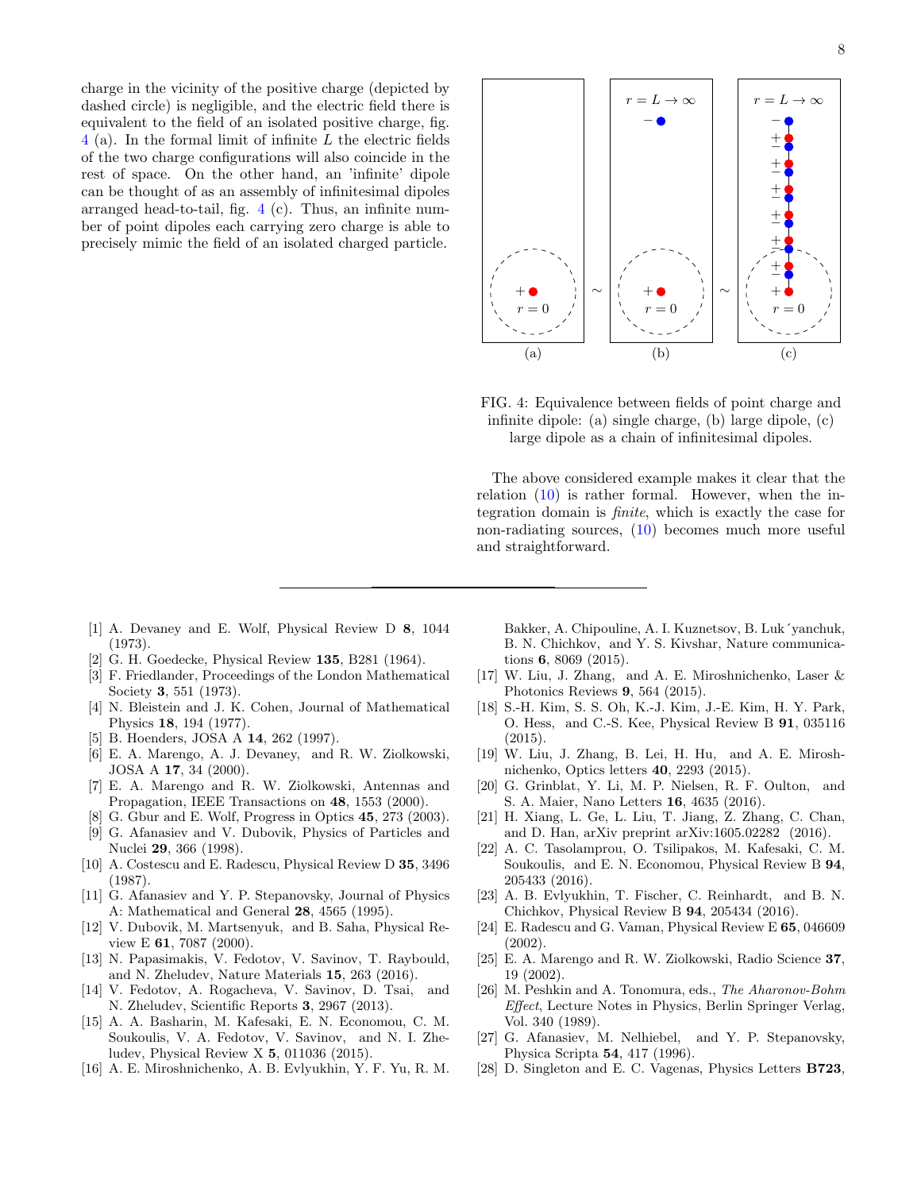charge in the vicinity of the positive charge (depicted by dashed circle) is negligible, and the electric field there is equivalent to the field of an isolated positive charge, fig. 4 (a). In the formal limit of infinite $L$ the electric fields of the two charge configurations will also coincide in the rest of space. On the other hand, an 'infinite' dipole can be thought of as an assembly of infinitesimal dipoles arranged head-to-tail, fig. 4 (c). Thus, an infinite number of point dipoles each carrying zero charge is able to precisely mimic the field of an isolated charged particle.

$r = L \to \infty$

$r = L \to \infty$

$+$ $r = 0$

$\sim$

$-$ $+$ $r = 0$

$\sim$

$-$ $\pm$ $\pm$ $\pm$ $\pm$ $\pm$ $\pm$ $+$ $r = 0$

(a) (b) (c)

FIG. 4: Equivalence between fields of point charge and infinite dipole: (a) single charge, (b) large dipole, (c) large dipole as a chain of infinitesimal dipoles.

The above considered example makes it clear that the relation (10) is rather formal. However, when the integration domain is *finite*, which is exactly the case for non-radiating sources, (10) becomes much more useful and straightforward.

---

[1] A. Devaney and E. Wolf, Physical Review D **8**, 1044 (1973).
[2] G. H. Goedecke, Physical Review **135**, B281 (1964).
[3] F. Friedlander, Proceedings of the London Mathematical Society **3**, 551 (1973).
[4] N. Bleistein and J. K. Cohen, Journal of Mathematical Physics **18**, 194 (1977).
[5] B. Hoenders, JOSA A **14**, 262 (1997).
[6] E. A. Marengo, A. J. Devaney, and R. W. Ziolkowski, JOSA A **17**, 34 (2000).
[7] E. A. Marengo and R. W. Ziolkowski, Antennas and Propagation, IEEE Transactions on **48**, 1553 (2000).
[8] G. Gbur and E. Wolf, Progress in Optics **45**, 273 (2003).
[9] G. Afanasiev and V. Dubovik, Physics of Particles and Nuclei **29**, 366 (1998).
[10] A. Costescu and E. Radescu, Physical Review D **35**, 3496 (1987).
[11] G. Afanasiev and Y. P. Stepanovsky, Journal of Physics A: Mathematical and General **28**, 4565 (1995).
[12] V. Dubovik, M. Martsenyuk, and B. Saha, Physical Review E **61**, 7087 (2000).
[13] N. Papasimakis, V. Fedotov, V. Savinov, T. Raybould, and N. Zheludev, Nature Materials **15**, 263 (2016).
[14] V. Fedotov, A. Rogacheva, V. Savinov, D. Tsai, and N. Zheludev, Scientific Reports **3**, 2967 (2013).
[15] A. A. Basharin, M. Kafesaki, E. N. Economou, C. M. Soukoulis, V. A. Fedotov, V. Savinov, and N. I. Zheludev, Physical Review X **5**, 011036 (2015).
[16] A. E. Miroshnichenko, A. B. Evlyukhin, Y. F. Yu, R. M. Bakker, A. Chipouline, A. I. Kuznetsov, B. Luk´yanchuk, B. N. Chichkov, and Y. S. Kivshar, Nature communications **6**, 8069 (2015).
[17] W. Liu, J. Zhang, and A. E. Miroshnichenko, Laser & Photonics Reviews **9**, 564 (2015).
[18] S.-H. Kim, S. S. Oh, K.-J. Kim, J.-E. Kim, H. Y. Park, O. Hess, and C.-S. Kee, Physical Review B **91**, 035116 (2015).
[19] W. Liu, J. Zhang, B. Lei, H. Hu, and A. E. Miroshnichenko, Optics letters **40**, 2293 (2015).
[20] G. Grinblat, Y. Li, M. P. Nielsen, R. F. Oulton, and S. A. Maier, Nano Letters **16**, 4635 (2016).
[21] H. Xiang, L. Ge, L. Liu, T. Jiang, Z. Zhang, C. Chan, and D. Han, arXiv preprint arXiv:1605.02282 (2016).
[22] A. C. Tasolamprou, O. Tsilipakos, M. Kafesaki, C. M. Soukoulis, and E. N. Economou, Physical Review B **94**, 205433 (2016).
[23] A. B. Evlyukhin, T. Fischer, C. Reinhardt, and B. N. Chichkov, Physical Review B **94**, 205434 (2016).
[24] E. Radescu and G. Vaman, Physical Review E **65**, 046609 (2002).
[25] E. A. Marengo and R. W. Ziolkowski, Radio Science **37**, 19 (2002).
[26] M. Peshkin and A. Tonomura, eds., *The Aharonov-Bohm Effect*, Lecture Notes in Physics, Berlin Springer Verlag, Vol. 340 (1989).
[27] G. Afanasiev, M. Nelhiebel, and Y. P. Stepanovsky, Physica Scripta **54**, 417 (1996).
[28] D. Singleton and E. C. Vagenas, Physics Letters **B723**,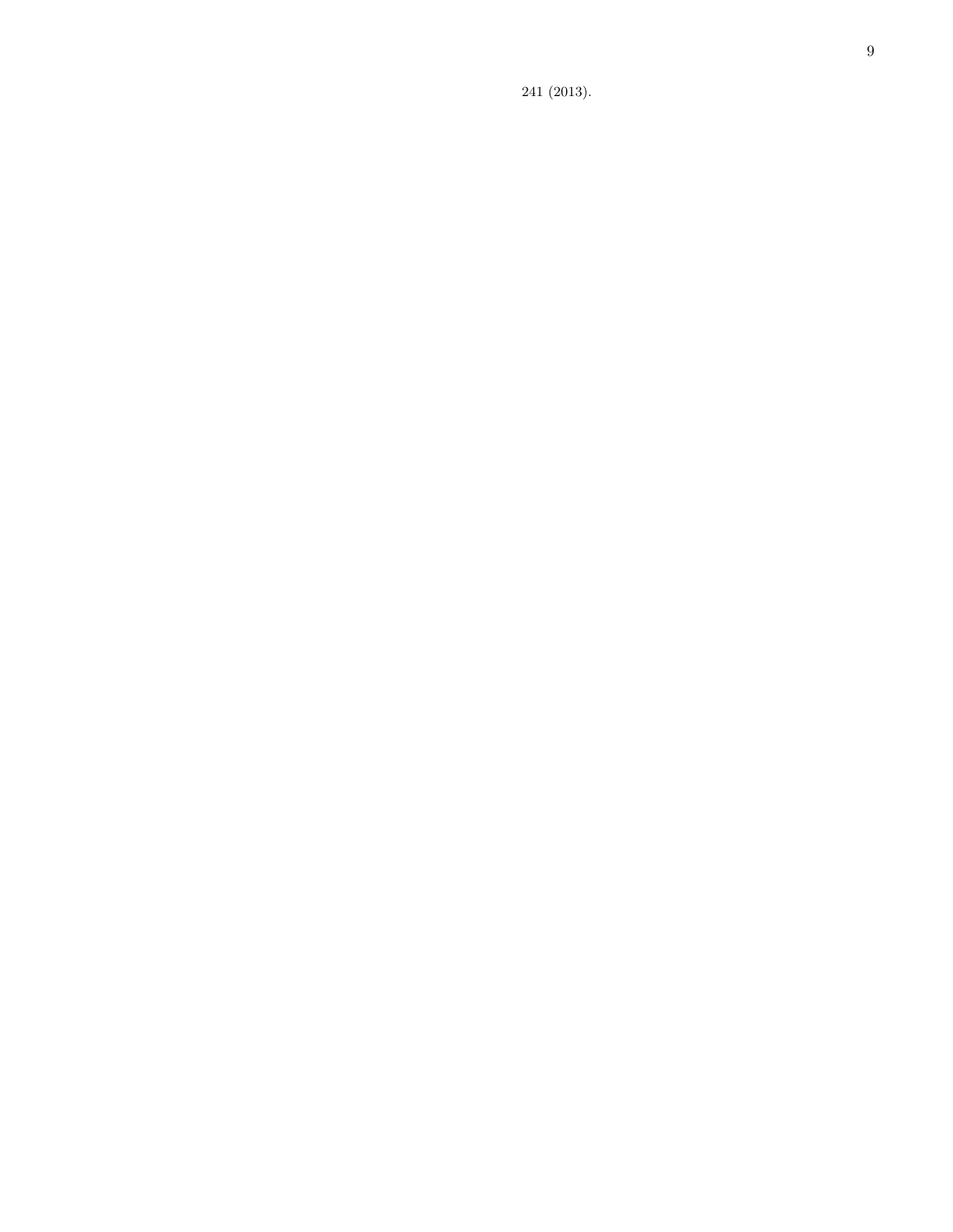241 (2013).